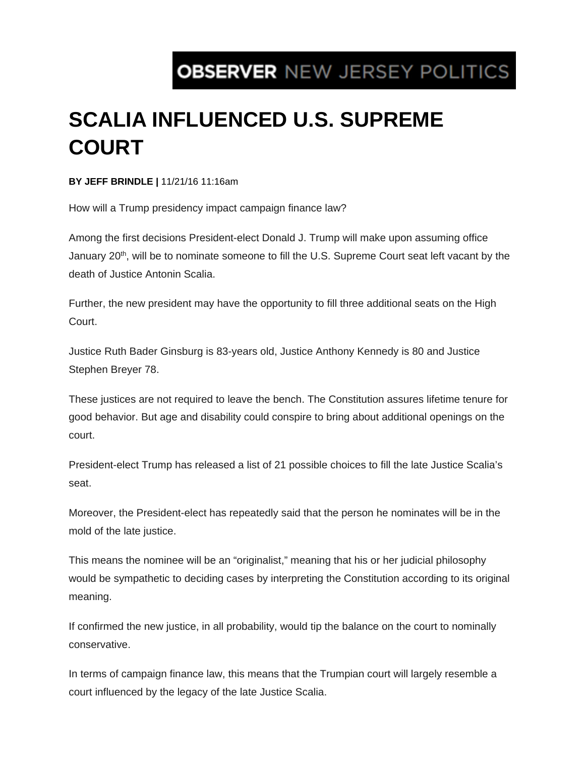**OBSERVER** NEW JERSEY POLITICS

# SCALIA INFLUENCED U.S. SUPREME COURT

**BY JEFF BRINDLE |** 11/21/16 11:16am

How will a Trump presidency impact campaign finance law?

Among the first decisions President-elect Donald J. Trump will make upon assuming office January 20th, will be to nominate someone to fill the U.S. Supreme Court seat left vacant by the death of Justice Antonin Scalia.

Further, the new president may have the opportunity to fill three additional seats on the High Court.

Justice Ruth Bader Ginsburg is 83-years old, Justice Anthony Kennedy is 80 and Justice Stephen Breyer 78.

These justices are not required to leave the bench. The Constitution assures lifetime tenure for good behavior. But age and disability could conspire to bring about additional openings on the court.

President-elect Trump has released a list of 21 possible choices to fill the late Justice Scalia's seat.

Moreover, the President-elect has repeatedly said that the person he nominates will be in the mold of the late justice.

This means the nominee will be an "originalist," meaning that his or her judicial philosophy would be sympathetic to deciding cases by interpreting the Constitution according to its original meaning.

If confirmed the new justice, in all probability, would tip the balance on the court to nominally conservative.

In terms of campaign finance law, this means that the Trumpian court will largely resemble a court influenced by the legacy of the late Justice Scalia.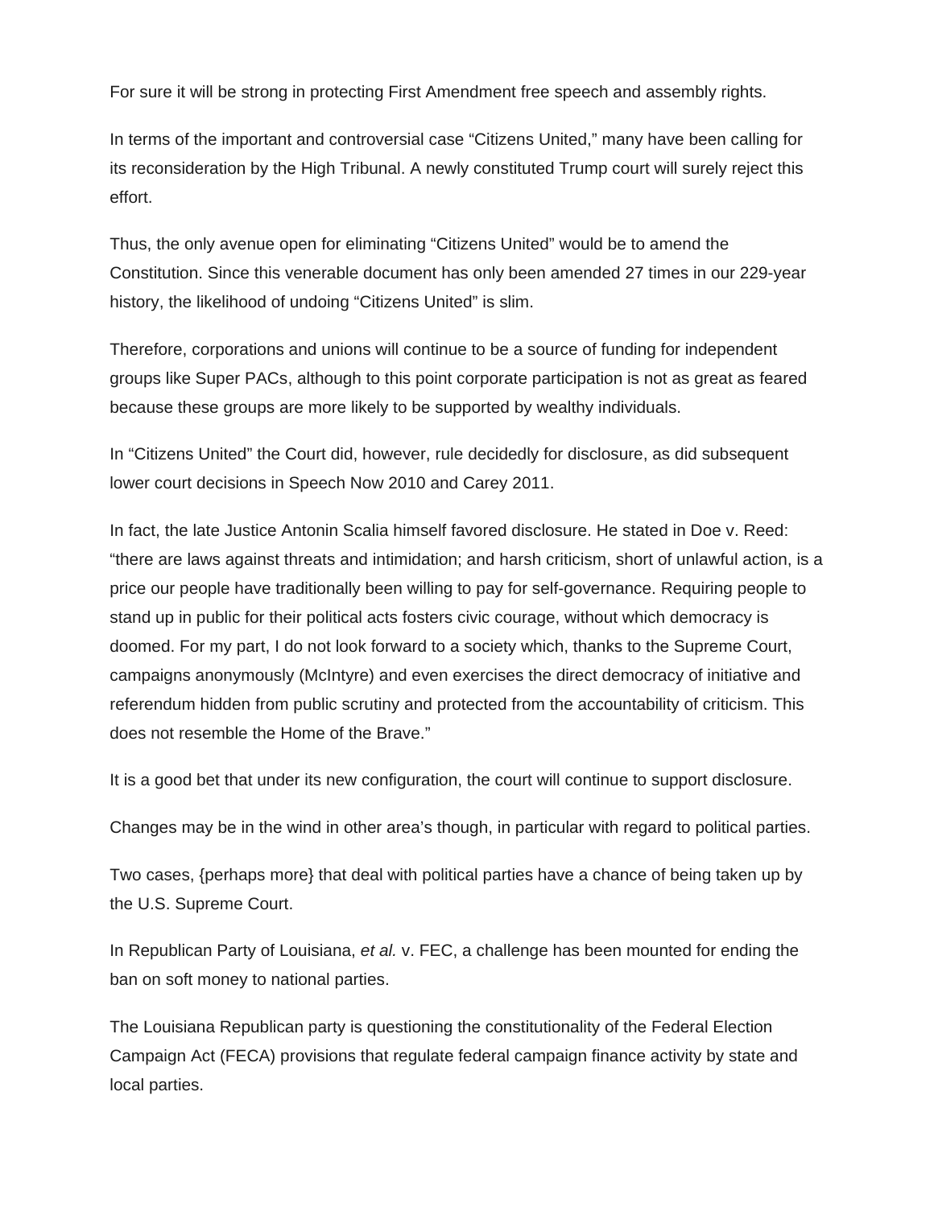For sure it will be strong in protecting First Amendment free speech and assembly rights.

In terms of the important and controversial case “Citizens United,” many have been calling for its reconsideration by the High Tribunal. A newly constituted Trump court will surely reject this effort.

Thus, the only avenue open for eliminating “Citizens United” would be to amend the Constitution. Since this venerable document has only been amended 27 times in our 229-year history, the likelihood of undoing “Citizens United” is slim.

Therefore, corporations and unions will continue to be a source of funding for independent groups like Super PACs, although to this point corporate participation is not as great as feared because these groups are more likely to be supported by wealthy individuals.

In “Citizens United” the Court did, however, rule decidedly for disclosure, as did subsequent lower court decisions in Speech Now 2010 and Carey 2011.

In fact, the late Justice Antonin Scalia himself favored disclosure. He stated in Doe v. Reed: “there are laws against threats and intimidation; and harsh criticism, short of unlawful action, is a price our people have traditionally been willing to pay for self-governance. Requiring people to stand up in public for their political acts fosters civic courage, without which democracy is doomed. For my part, I do not look forward to a society which, thanks to the Supreme Court, campaigns anonymously (McIntyre) and even exercises the direct democracy of initiative and referendum hidden from public scrutiny and protected from the accountability of criticism. This does not resemble the Home of the Brave.”

It is a good bet that under its new configuration, the court will continue to support disclosure.

Changes may be in the wind in other area’s though, in particular with regard to political parties.

Two cases, {perhaps more} that deal with political parties have a chance of being taken up by the U.S. Supreme Court.

In Republican Party of Louisiana, *et al.* v. FEC, a challenge has been mounted for ending the ban on soft money to national parties.

The Louisiana Republican party is questioning the constitutionality of the Federal Election Campaign Act (FECA) provisions that regulate federal campaign finance activity by state and local parties.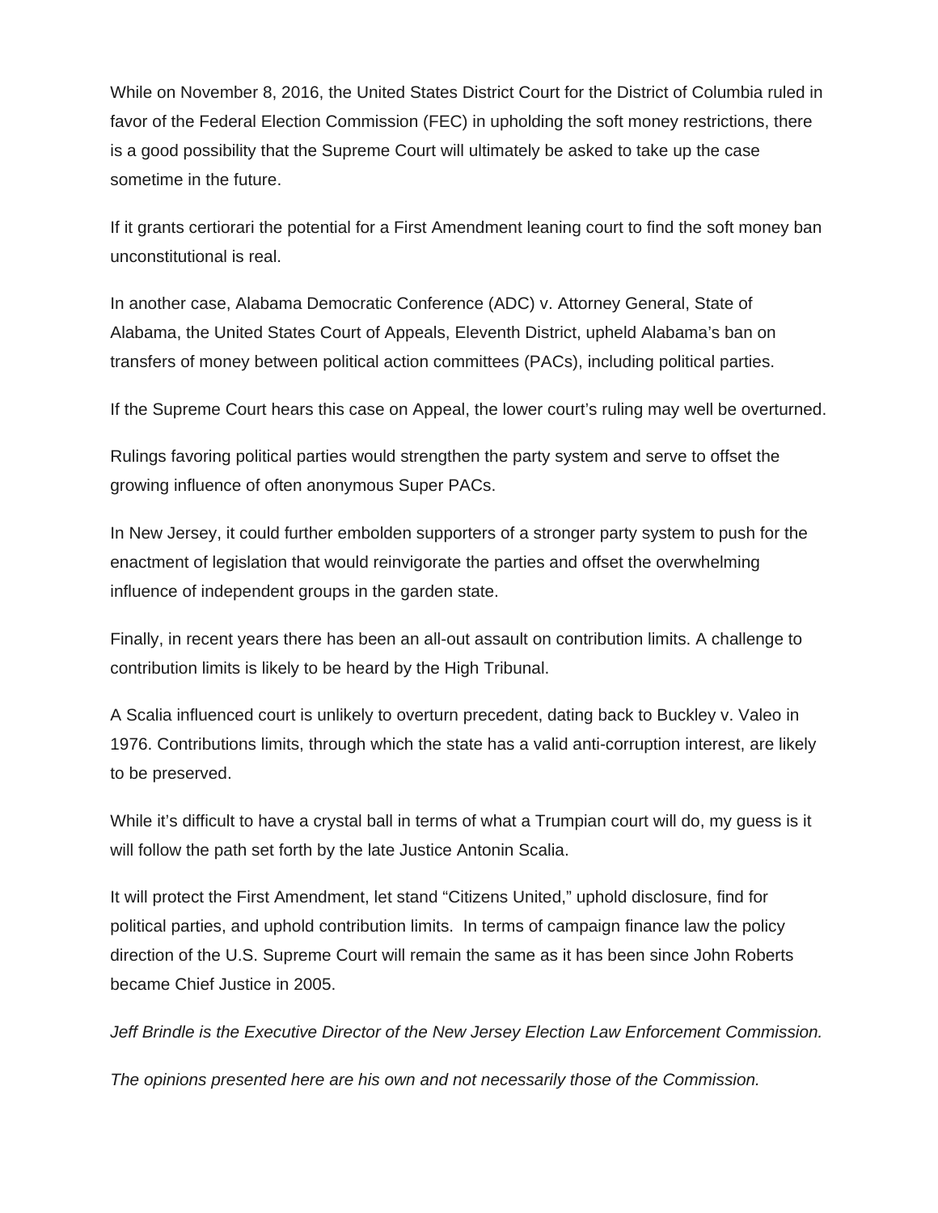While on November 8, 2016, the United States District Court for the District of Columbia ruled in favor of the Federal Election Commission (FEC) in upholding the soft money restrictions, there is a good possibility that the Supreme Court will ultimately be asked to take up the case sometime in the future.

If it grants certiorari the potential for a First Amendment leaning court to find the soft money ban unconstitutional is real.

In another case, Alabama Democratic Conference (ADC) v. Attorney General, State of Alabama, the United States Court of Appeals, Eleventh District, upheld Alabama's ban on transfers of money between political action committees (PACs), including political parties.

If the Supreme Court hears this case on Appeal, the lower court's ruling may well be overturned.

Rulings favoring political parties would strengthen the party system and serve to offset the growing influence of often anonymous Super PACs.

In New Jersey, it could further embolden supporters of a stronger party system to push for the enactment of legislation that would reinvigorate the parties and offset the overwhelming influence of independent groups in the garden state.

Finally, in recent years there has been an all-out assault on contribution limits. A challenge to contribution limits is likely to be heard by the High Tribunal.

A Scalia influenced court is unlikely to overturn precedent, dating back to Buckley v. Valeo in 1976. Contributions limits, through which the state has a valid anti-corruption interest, are likely to be preserved.

While it's difficult to have a crystal ball in terms of what a Trumpian court will do, my guess is it will follow the path set forth by the late Justice Antonin Scalia.

It will protect the First Amendment, let stand "Citizens United," uphold disclosure, find for political parties, and uphold contribution limits. In terms of campaign finance law the policy direction of the U.S. Supreme Court will remain the same as it has been since John Roberts became Chief Justice in 2005.

*Jeff Brindle is the Executive Director of the New Jersey Election Law Enforcement Commission.*

*The opinions presented here are his own and not necessarily those of the Commission.*